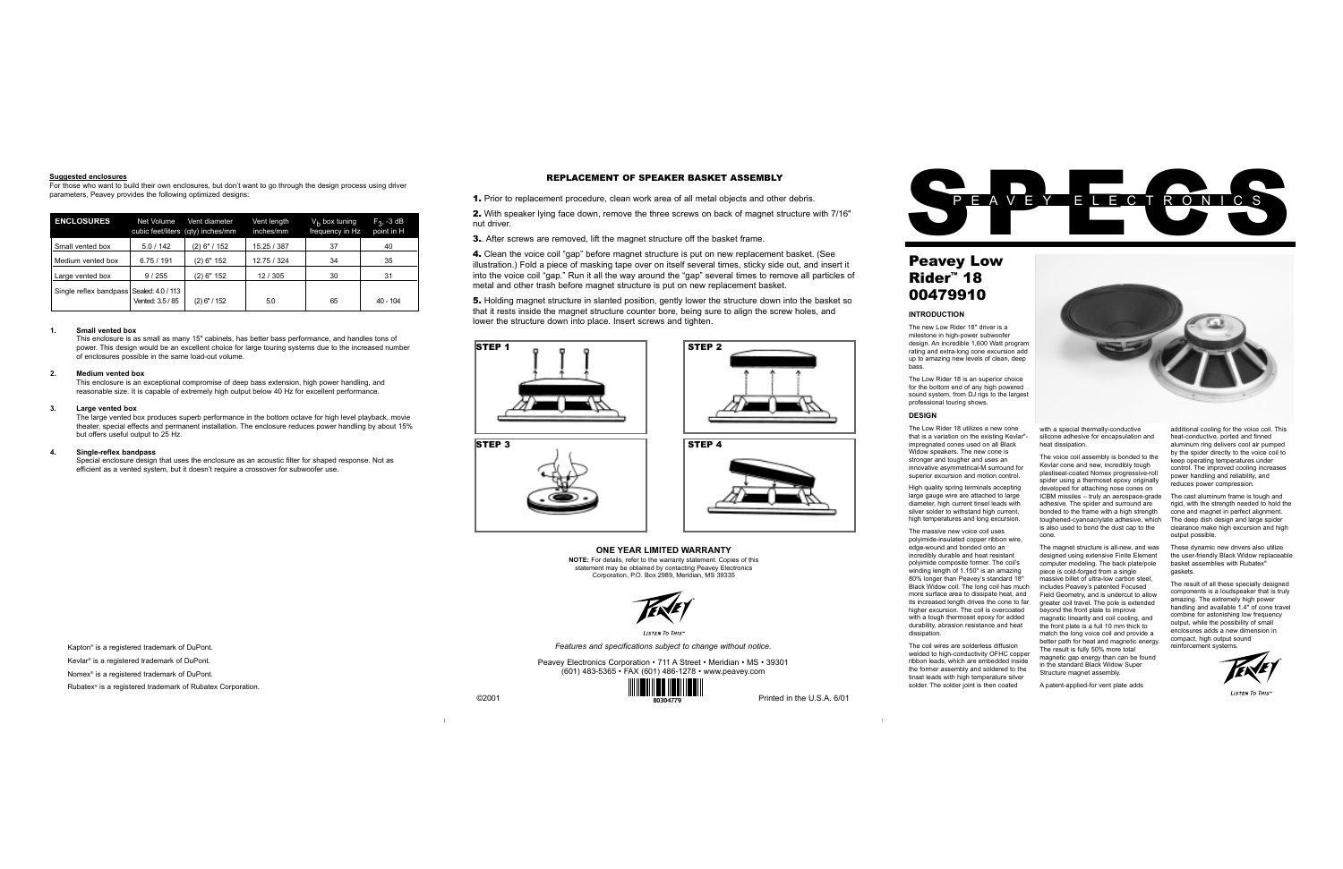# SPECS

PEAVEY ELECTRONICS

# Peavey Low Rider™ 18 00479910

### INTRODUCTION

The new Low Rider 18" driver is a milestone in high-power subwoofer design. An incredible 1,600 Watt program rating and extra-long cone excursion add up to amazing new levels of clean, deep bass.

The Low Rider 18 is an superior choice for the bottom end of any high powered sound system, from DJ rigs to the largest professional touring shows.

### DESIGN

The Low Rider 18 utilizes a new cone that is a variation on the existing Kevlar®-impregnated cones used on all Black Widow speakers. The new cone is stronger and tougher and uses an innovative asymmetrical-M surround for superior excursion and motion control.

High quality spring terminals accepting large gauge wire are attached to large diameter, high current tinsel leads with silver solder to withstand high current, high temperatures and long excursion.

The massive new voice coil uses polyimide-insulated copper ribbon wire, edge-wound and bonded onto an incredibly durable and heat resistant polyimide composite former. The coil's winding length of 1.150" is an amazing 80% longer than Peavey's standard 18" Black Widow coil. The long coil has much more surface area to dissipate heat, and its increased length drives the cone to far higher excursion. The coil is overcoated with a tough thermoset epoxy for added durability, abrasion resistance and heat dissipation.

The coil wires are solderless diffusion welded to high-conductivity OFHC copper ribbon leads, which are embedded inside the former assembly and soldered to the tinsel leads with high temperature silver solder. The solder joint is then coated with a special thermally-conductive silicone adhesive for encapsulation and heat dissipation.

The voice coil assembly is bonded to the Kevlar cone and new, incredibly tough plastiseal-coated Nomex progressive-roll spider using a thermoset epoxy originally developed for attaching nose cones on ICBM missiles – truly an aerospace-grade adhesive. The spider and surround are bonded to the frame with a high strength toughened-cyanoacrylate adhesive, which is also used to bond the dust cap to the cone.

The magnet structure is all-new, and was designed using extensive Finite Element computer modeling. The back plate/pole piece is cold-forged from a single massive billet of ultra-low carbon steel, includes Peavey's patented Focused Field Geometry, and is undercut to allow greater coil travel. The pole is extended beyond the front plate to improve magnetic linearity and coil cooling, and the front plate is a full 10 mm thick to match the long voice coil and provide a better path for heat and magnetic energy. The result is fully 50% more total magnetic gap energy than can be found in the standard Black Widow Super Structure magnet assembly.

A patent-applied-for vent plate adds additional cooling for the voice coil. This heat-conductive, ported and finned aluminum ring delivers cool air pumped by the spider directly to the voice coil to keep operating temperatures under control. The improved cooling increases power handling and reliability, and reduces power compression.

The cast aluminum frame is tough and rigid, with the strength needed to hold the cone and magnet in perfect alignment. The deep dish design and large spider clearance make high excursion and high output possible.

These dynamic new drivers also utilize the user-friendly Black Widow replaceable basket assemblies with Rubatex® gaskets.

The result of all these specially designed components is a loudspeaker that is truly amazing. The extremely high power handling and available 1.4" of cone travel combine for astonishing low frequency output, while the possibility of small enclosures adds a new dimension in compact, high output sound reinforcement systems.

**Suggested enclosures**

For those who want to build their own enclosures, but don't want to go through the design process using driver parameters, Peavey provides the following optimized designs:

| ENCLOSURES | Net Volume cubic feet/liters | Vent diameter (qty) inches/mm | Vent length inches/mm | $V_b$ box tuning frequency in Hz | $F_3$ -3 dB point in H |
|---|---|---|---|---|---|
| Small vented box | 5.0 / 142 | (2) 6" / 152 | 15.25 / 387 | 37 | 40 |
| Medium vented box | 6.75 / 191 | (2) 6" 152 | 12.75 / 324 | 34 | 35 |
| Large vented box | 9 / 255 | (2) 6" 152 | 12 / 305 | 30 | 31 |
| Single reflex bandpass | Sealed: 4.0 / 113<br>Vented: 3.5 / 85 | (2) 6" / 152 | 5.0 | 65 | 40 - 104 |

1. **Small vented box**
   This enclosure is as small as many 15" cabinets, has better bass performance, and handles tons of power. This design would be an excellent choice for large touring systems due to the increased number of enclosures possible in the same load-out volume.

2. **Medium vented box**
   This enclosure is an exceptional compromise of deep bass extension, high power handling, and reasonable size. It is capable of extremely high output below 40 Hz for excellent performance.

3. **Large vented box**
   The large vented box produces superb performance in the bottom octave for high level playback, movie theater, special effects and permanent installation. The enclosure reduces power handling by about 15% but offers useful output to 25 Hz.

4. **Single-reflex bandpass**
   Special enclosure design that uses the enclosure as an acoustic filter for shaped response. Not as efficient as a vented system, but it doesn't require a crossover for subwoofer use.

Kapton® is a registered trademark of DuPont.
Kevlar® is a registered trademark of DuPont.
Nomex® is a registered trademark of DuPont.
Rubatex® is a registered trademark of Rubatex Corporation.

### REPLACEMENT OF SPEAKER BASKET ASSEMBLY

**1.** Prior to replacement procedure, clean work area of all metal objects and other debris.

**2.** With speaker lying face down, remove the three screws on back of magnet structure with 7/16" nut driver.

**3.**. After screws are removed, lift the magnet structure off the basket frame.

**4.** Clean the voice coil "gap" before magnet structure is put on new replacement basket. (See illustration.) Fold a piece of masking tape over on itself several times, sticky side out, and insert it into the voice coil "gap." Run it all the way around the "gap" several times to remove all particles of metal and other trash before magnet structure is put on new replacement basket.

**5.** Holding magnet structure in slanted position, gently lower the structure down into the basket so that it rests inside the magnet structure counter bore, being sure to align the screw holes, and lower the structure down into place. Insert screws and tighten.

STEP 1

STEP 2

STEP 3

STEP 4

### ONE YEAR LIMITED WARRANTY

**NOTE:** For details, refer to the warranty statement. Copies of this statement may be obtained by contacting Peavey Electronics Corporation, P.O. Box 2989, Meridian, MS 39335

Peavey — Listen To This™

*Features and specifications subject to change without notice.*

Peavey Electronics Corporation • 711 A Street • Meridian • MS • 39301
(601) 483-5365 • FAX (601) 486-1278 • www.peavey.com

©2001 80304779 Printed in the U.S.A. 6/01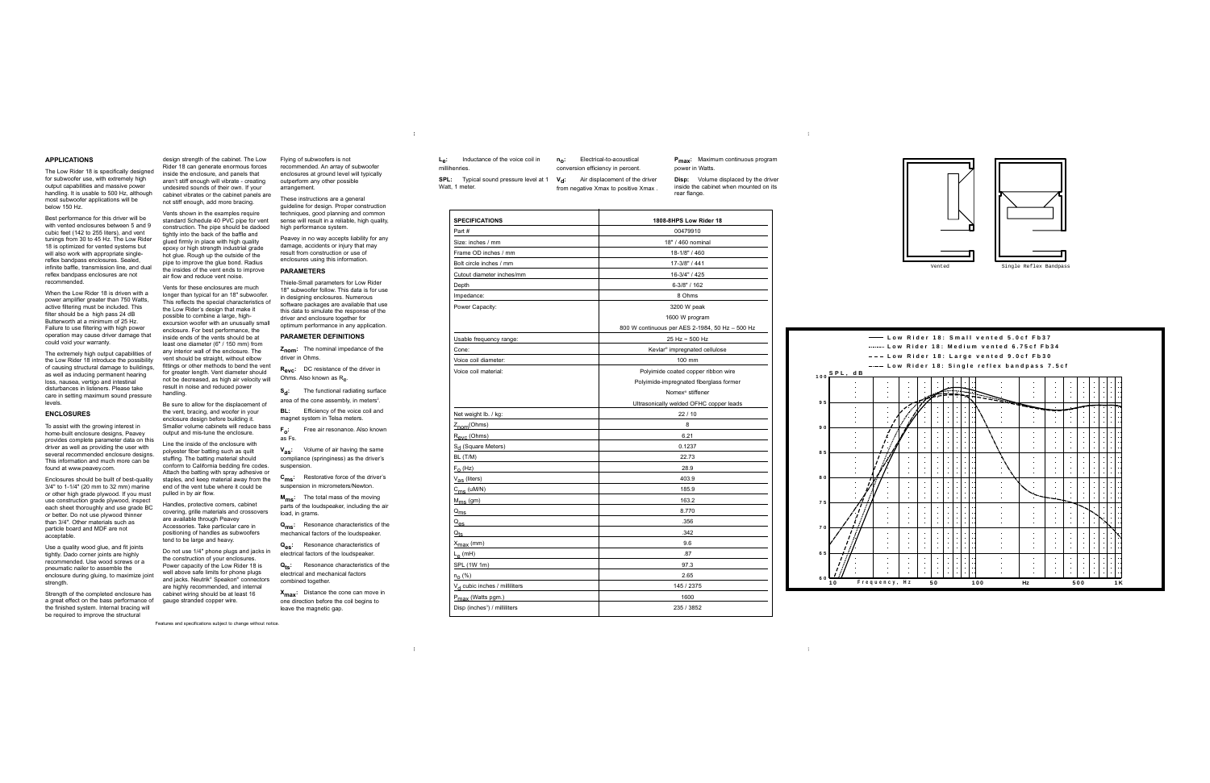## APPLICATIONS

The Low Rider 18 is specifically designed for subwoofer use, with extremely high output capabilities and massive power handling. It is usable to 500 Hz, although most subwoofer applications will be below 150 Hz.

Best performance for this driver will be with vented enclosures between 5 and 9 cubic feet (142 to 255 liters), and vent tunings from 30 to 45 Hz. The Low Rider 18 is optimized for vented systems but will also work with appropriate single-reflex bandpass enclosures. Sealed, infinite baffle, transmission line, and dual reflex bandpass enclosures are not recommended.

When the Low Rider 18 is driven with a power amplifier greater than 750 Watts, active filtering must be included. This filter should be a high pass 24 dB Butterworth at a minimum of 25 Hz. Failure to use filtering with high power operation may cause driver damage that could void your warranty.

The extremely high output capabilities of the Low Rider 18 introduce the possibility of causing structural damage to buildings, as well as inducing permanent hearing loss, nausea, vertigo and intestinal disturbances in listeners. Please take care in setting maximum sound pressure levels.

## ENCLOSURES

To assist with the growing interest in home-built enclosure designs, Peavey provides complete parameter data on this driver as well as providing the user with several recommended enclosure designs. This information and much more can be found at www.peavey.com.

Enclosures should be built of best-quality 3/4" to 1-1/4" (20 mm to 32 mm) marine or other high grade plywood. If you must use construction grade plywood, inspect each sheet thoroughly and use grade BC or better. Do not use plywood thinner than 3/4". Other materials such as particle board and MDF are not acceptable.

Use a quality wood glue, and fit joints tightly. Dado corner joints are highly recommended. Use wood screws or a pneumatic nailer to assemble the enclosure during gluing, to maximize joint strength.

Strength of the completed enclosure has a great effect on the bass performance of the finished system. Internal bracing will be required to improve the structural design strength of the cabinet. The Low Rider 18 can generate enormous forces inside the enclosure, and panels that aren't stiff enough will vibrate - creating undesired sounds of their own. If your cabinet vibrates or the cabinet panels are not stiff enough, add more bracing.

Vents shown in the examples require standard Schedule 40 PVC pipe for vent construction. The pipe should be dadoed tightly into the back of the baffle and glued firmly in place with high quality epoxy or high strength industrial grade hot glue. Rough up the outside of the pipe to improve the glue bond. Radius the insides of the vent ends to improve air flow and reduce vent noise.

Vents for these enclosures are much longer than typical for an 18" subwoofer. This reflects the special characteristics of the Low Rider's design that make it possible to combine a large, high-excursion woofer with an unusually small enclosure. For best performance, the inside ends of the vents should be at least one diameter (6" / 150 mm) from any interior wall of the enclosure. The vent should be straight, without elbow fittings or other methods to bend the vent for greater length. Vent diameter should not be decreased, as high air velocity will result in noise and reduced power handling.

Be sure to allow for the displacement of the vent, bracing, and woofer in your enclosure design before building it. Smaller volume cabinets will reduce bass output and mis-tune the enclosure.

Line the inside of the enclosure with polyester fiber batting such as quilt stuffing. The batting material should conform to California bedding fire codes. Attach the batting with spray adhesive or staples, and keep material away from the end of the vent tube where it could be pulled in by air flow.

Handles, protective corners, cabinet covering, grille materials and crossovers are available through Peavey Accessories. Take particular care in positioning of handles as subwoofers tend to be large and heavy.

Do not use 1/4" phone plugs and jacks in the construction of your enclosures. Power capacity of the Low Rider 18 is well above safe limits for phone plugs and jacks. Neutrik® Speakon® connectors are highly recommended, and internal cabinet wiring should be at least 16 gauge stranded copper wire.

Flying of subwoofers is not recommended. An array of subwoofer enclosures at ground level will typically outperform any other possible arrangement.

These instructions are a general guideline for design. Proper construction techniques, good planning and common sense will result in a reliable, high quality, high performance system.

Peavey in no way accepts liability for any damage, accidents or injury that may result from construction or use of enclosures using this information.

## PARAMETERS

Thiele-Small parameters for Low Rider 18" subwoofer follow. This data is for use in designing enclosures. Numerous software packages are available that use this data to simulate the response of the driver and enclosure together for optimum performance in any application.

## PARAMETER DEFINITIONS

**$Z_{nom}$:** The nominal impedance of the driver in Ohms.

**$R_{evc}$:** DC resistance of the driver in Ohms. Also known as $R_e$.

**$S_d$:** The functional radiating surface area of the cone assembly, in meters².

**BL:** Efficiency of the voice coil and magnet system in Telsa meters.

**$F_o$:** Free air resonance. Also known as Fs.

**$V_{as}$:** Volume of air having the same compliance (springiness) as the driver's suspension.

**$C_{ms}$:** Restorative force of the driver's suspension in micrometers/Newton.

**$M_{ms}$:** The total mass of the moving parts of the loudspeaker, including the air load, in grams.

**$Q_{ms}$:** Resonance characteristics of the mechanical factors of the loudspeaker.

**$Q_{es}$:** Resonance characteristics of electrical factors of the loudspeaker.

**$Q_{ts}$:** Resonance characteristics of the electrical and mechanical factors combined together.

**$X_{max}$:** Distance the cone can move in one direction before the coil begins to leave the magnetic gap.

**$L_e$:** Inductance of the voice coil in millihenries.

**SPL:** Typical sound pressure level at 1 Watt, 1 meter.

**$n_o$:** Electrical-to-acoustical conversion efficiency in percent.

**$V_d$:** Air displacement of the driver from negative Xmax to positive Xmax .

**$P_{max}$:** Maximum continuous program power in Watts.

**Disp:** Volume displaced by the driver inside the cabinet when mounted on its rear flange.

Features and specifications subject to change without notice.

| SPECIFICATIONS | 1808-8HPS Low Rider 18 |
|---|---|
| Part # | 00479910 |
| Size: inches / mm | 18" / 460 nominal |
| Frame OD inches / mm | 18-1/8" / 460 |
| Bolt circle inches / mm | 17-3/8" / 441 |
| Cutout diameter inches/mm | 16-3/4" / 425 |
| Depth | 6-3/8" / 162 |
| Impedance: | 8 Ohms |
| Power Capacity: | 3200 W peak |
| | 1600 W program |
| | 800 W continuous per AES 2-1984, 50 Hz – 500 Hz |
| Usable frequency range: | 25 Hz ~ 500 Hz |
| Cone: | Kevlar® impregnated cellulose |
| Voice coil diameter: | 100 mm |
| Voice coil material: | Polyimide coated copper ribbon wire |
| | Polyimide-impregnated fiberglass former |
| | Nomex® stiffener |
| | Ultrasonically welded OFHC copper leads |
| Net weight lb. / kg: | 22 / 10 |
| $Z_{nom}$(Ohms) | 8 |
| $R_{evc}$ (Ohms) | 6.21 |
| $S_d$ (Square Meters) | 0.1237 |
| BL (T/M) | 22.73 |
| $F_O$ (Hz) | 28.9 |
| $V_{as}$ (liters) | 403.9 |
| $C_{ms}$ (uM/N) | 185.9 |
| $M_{ms}$ (gm) | 163.2 |
| $Q_{ms}$ | 8.770 |
| $Q_{es}$ | .356 |
| $Q_{ts}$ | .342 |
| $X_{max}$ (mm) | 9.6 |
| $L_e$ (mH) | .87 |
| SPL (1W 1m) | 97.3 |
| $n_0$ (%) | 2.65 |
| $V_d$ cubic inches / milliliters | 145 / 2375 |
| $P_{max}$ (Watts pgm.) | 1600 |
| Disp (inches³) / milliliters | 235 / 3852 |

Vented

Single Reflex Bandpass

Low Rider 18: Small vented 5.0cf Fb37
Low Rider 18: Medium vented 6.75cf Fb34
Low Rider 18: Large vented 9.0cf Fb30
Low Rider 18: Single reflex bandpass 7.5cf
SPL, dB
100
95
90
85
80
75
70
65
60
10
Frequency, Hz
50
100
Hz
500
1K